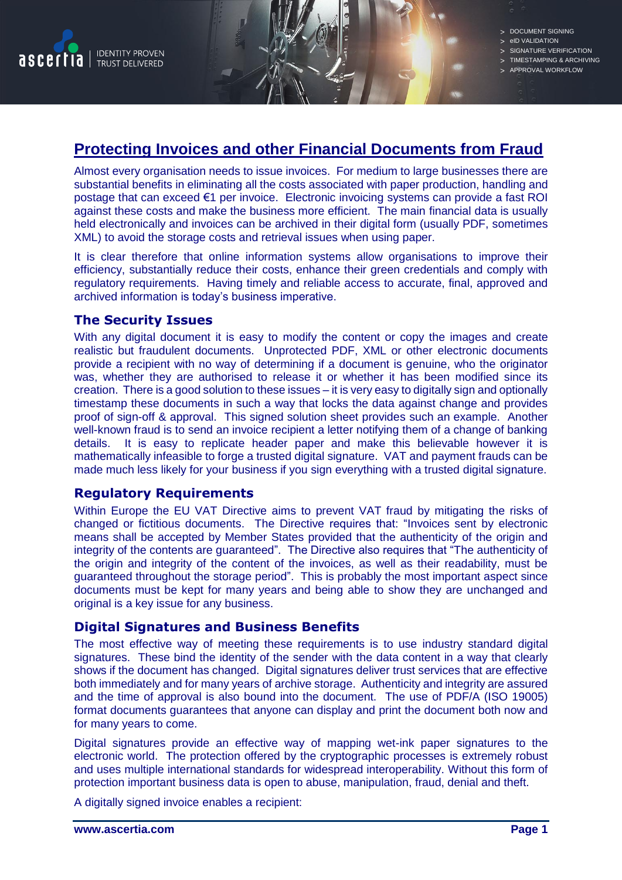IDENTITY PROVEN TRUST DELIVERED

- DOCUMENT SIGNING
- eID VALIDATION
- SIGNATURE VERIFICATION
- TIMESTAMPING & ARCHIVING
- APPROVAL WORKFLOW

# Protecting Invoices and other Financial Documents from Fraud

Almost every organisation needs to issue invoices. For medium to large businesses there are substantial benefits in eliminating all the costs associated with paper production, handling and postage that can exceed €1 per invoice. Electronic invoicing systems can provide a fast ROI against these costs and make the business more efficient. The main financial data is usually held electronically and invoices can be archived in their digital form (usually PDF, sometimes XML) to avoid the storage costs and retrieval issues when using paper.

It is clear therefore that online information systems allow organisations to improve their efficiency, substantially reduce their costs, enhance their green credentials and comply with regulatory requirements. Having timely and reliable access to accurate, final, approved and archived information is today's business imperative.

## The Security Issues

With any digital document it is easy to modify the content or copy the images and create realistic but fraudulent documents. Unprotected PDF, XML or other electronic documents provide a recipient with no way of determining if a document is genuine, who the originator was, whether they are authorised to release it or whether it has been modified since its creation. There is a good solution to these issues – it is very easy to digitally sign and optionally timestamp these documents in such a way that locks the data against change and provides proof of sign-off & approval. This signed solution sheet provides such an example. Another well-known fraud is to send an invoice recipient a letter notifying them of a change of banking details. It is easy to replicate header paper and make this believable however it is mathematically infeasible to forge a trusted digital signature. VAT and payment frauds can be made much less likely for your business if you sign everything with a trusted digital signature.

## Regulatory Requirements

Within Europe the EU VAT Directive aims to prevent VAT fraud by mitigating the risks of changed or fictitious documents. The Directive requires that: "Invoices sent by electronic means shall be accepted by Member States provided that the authenticity of the origin and integrity of the contents are guaranteed". The Directive also requires that "The authenticity of the origin and integrity of the content of the invoices, as well as their readability, must be guaranteed throughout the storage period". This is probably the most important aspect since documents must be kept for many years and being able to show they are unchanged and original is a key issue for any business.

## Digital Signatures and Business Benefits

The most effective way of meeting these requirements is to use industry standard digital signatures. These bind the identity of the sender with the data content in a way that clearly shows if the document has changed. Digital signatures deliver trust services that are effective both immediately and for many years of archive storage. Authenticity and integrity are assured and the time of approval is also bound into the document. The use of PDF/A (ISO 19005) format documents guarantees that anyone can display and print the document both now and for many years to come.

Digital signatures provide an effective way of mapping wet-ink paper signatures to the electronic world. The protection offered by the cryptographic processes is extremely robust and uses multiple international standards for widespread interoperability. Without this form of protection important business data is open to abuse, manipulation, fraud, denial and theft.

A digitally signed invoice enables a recipient: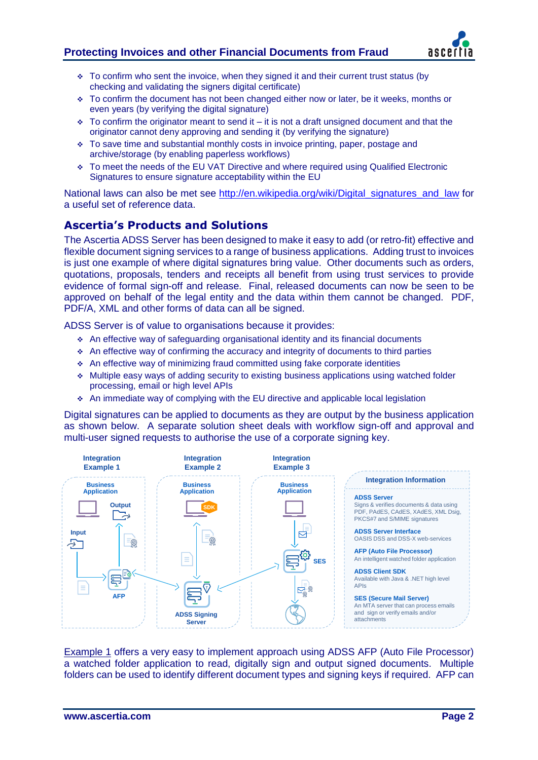- To confirm who sent the invoice, when they signed it and their current trust status (by checking and validating the signers digital certificate)
- To confirm the document has not been changed either now or later, be it weeks, months or even years (by verifying the digital signature)
- To confirm the originator meant to send it – it is not a draft unsigned document and that the originator cannot deny approving and sending it (by verifying the signature)
- To save time and substantial monthly costs in invoice printing, paper, postage and archive/storage (by enabling paperless workflows)
- To meet the needs of the EU VAT Directive and where required using Qualified Electronic Signatures to ensure signature acceptability within the EU

National laws can also be met see [http://en.wikipedia.org/wiki/Digital_signatures_and_law](http://en.wikipedia.org/wiki/Digital_signatures_and_law) for a useful set of reference data.

## Ascertia's Products and Solutions

The Ascertia ADSS Server has been designed to make it easy to add (or retro-fit) effective and flexible document signing services to a range of business applications. Adding trust to invoices is just one example of where digital signatures bring value. Other documents such as orders, quotations, proposals, tenders and receipts all benefit from using trust services to provide evidence of formal sign-off and release. Final, released documents can now be seen to be approved on behalf of the legal entity and the data within them cannot be changed. PDF, PDF/A, XML and other forms of data can all be signed.

ADSS Server is of value to organisations because it provides:

- An effective way of safeguarding organisational identity and its financial documents
- An effective way of confirming the accuracy and integrity of documents to third parties
- An effective way of minimizing fraud committed using fake corporate identities
- Multiple easy ways of adding security to existing business applications using watched folder processing, email or high level APIs
- An immediate way of complying with the EU directive and applicable local legislation

Digital signatures can be applied to documents as they are output by the business application as shown below. A separate solution sheet deals with workflow sign-off and approval and multi-user signed requests to authorise the use of a corporate signing key.

**Integration Example 1** — Business Application; Input; Output; AFP

**Integration Example 2** — Business Application; SDK; ADSS Signing Server

**Integration Example 3** — Business Application; SES

**Integration Information**

**ADSS Server**
Signs & verifies documents & data using PDF, PAdES, CAdES, XAdES, XML Dsig, PKCS#7 and S/MIME signatures

**ADSS Server Interface**
OASIS DSS and DSS-X web-services

**AFP (Auto File Processor)**
An intelligent watched folder application

**ADSS Client SDK**
Available with Java & .NET high level APIs

**SES (Secure Mail Server)**
An MTA server that can process emails and sign or verify emails and/or attachments

Example 1 offers a very easy to implement approach using ADSS AFP (Auto File Processor) a watched folder application to read, digitally sign and output signed documents. Multiple folders can be used to identify different document types and signing keys if required. AFP can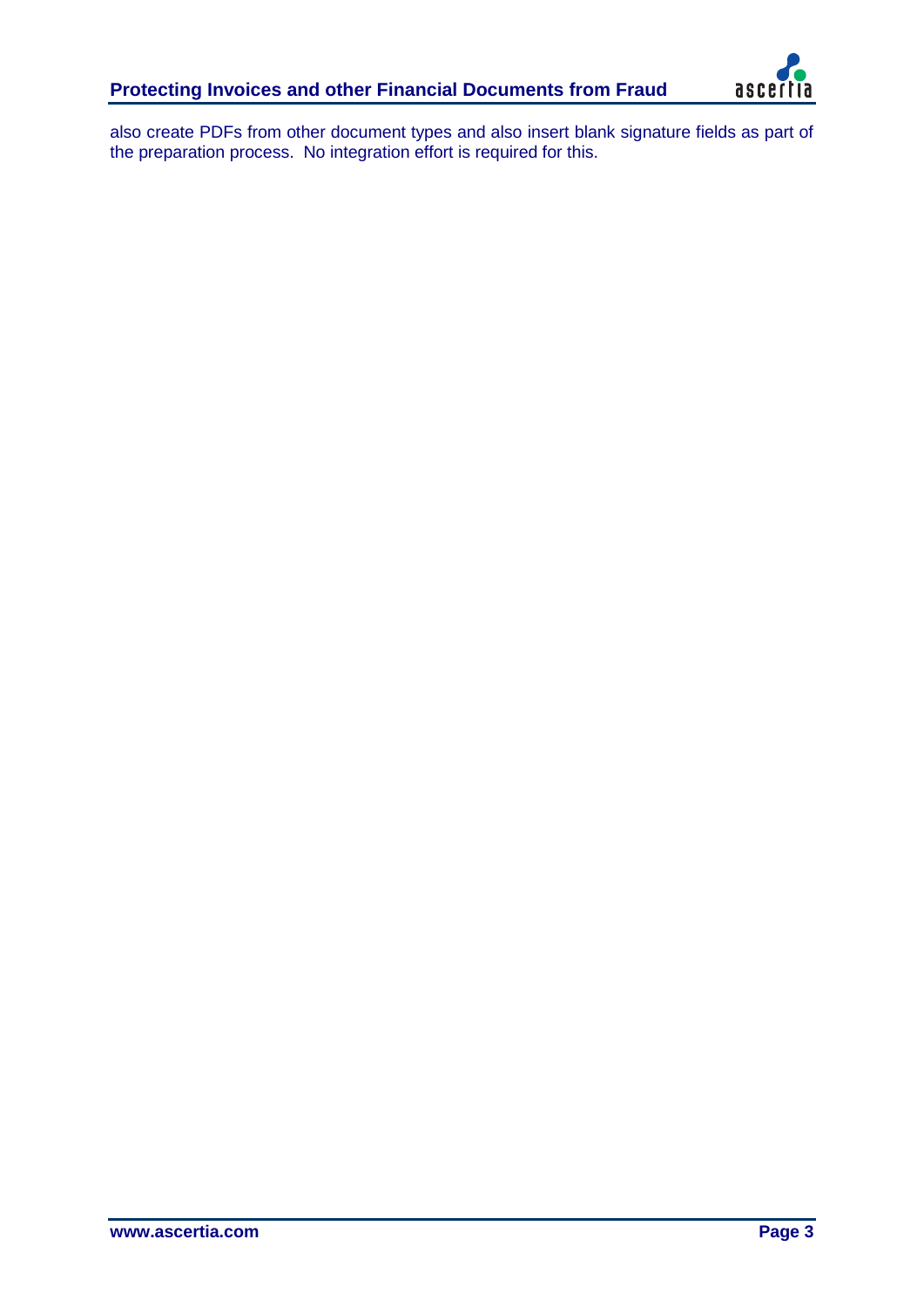also create PDFs from other document types and also insert blank signature fields as part of the preparation process. No integration effort is required for this.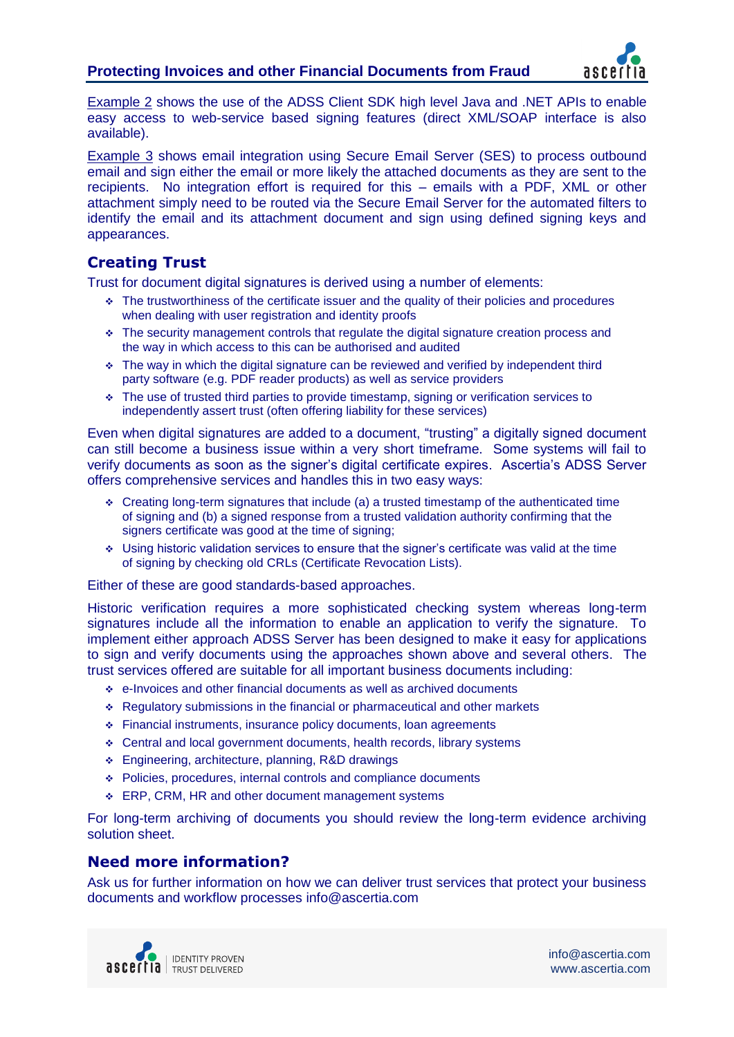Example 2 shows the use of the ADSS Client SDK high level Java and .NET APIs to enable easy access to web-service based signing features (direct XML/SOAP interface is also available).

Example 3 shows email integration using Secure Email Server (SES) to process outbound email and sign either the email or more likely the attached documents as they are sent to the recipients. No integration effort is required for this – emails with a PDF, XML or other attachment simply need to be routed via the Secure Email Server for the automated filters to identify the email and its attachment document and sign using defined signing keys and appearances.

## Creating Trust

Trust for document digital signatures is derived using a number of elements:

- The trustworthiness of the certificate issuer and the quality of their policies and procedures when dealing with user registration and identity proofs
- The security management controls that regulate the digital signature creation process and the way in which access to this can be authorised and audited
- The way in which the digital signature can be reviewed and verified by independent third party software (e.g. PDF reader products) as well as service providers
- The use of trusted third parties to provide timestamp, signing or verification services to independently assert trust (often offering liability for these services)

Even when digital signatures are added to a document, "trusting" a digitally signed document can still become a business issue within a very short timeframe. Some systems will fail to verify documents as soon as the signer's digital certificate expires. Ascertia's ADSS Server offers comprehensive services and handles this in two easy ways:

- Creating long-term signatures that include (a) a trusted timestamp of the authenticated time of signing and (b) a signed response from a trusted validation authority confirming that the signers certificate was good at the time of signing;
- Using historic validation services to ensure that the signer's certificate was valid at the time of signing by checking old CRLs (Certificate Revocation Lists).

Either of these are good standards-based approaches.

Historic verification requires a more sophisticated checking system whereas long-term signatures include all the information to enable an application to verify the signature. To implement either approach ADSS Server has been designed to make it easy for applications to sign and verify documents using the approaches shown above and several others. The trust services offered are suitable for all important business documents including:

- e-Invoices and other financial documents as well as archived documents
- Regulatory submissions in the financial or pharmaceutical and other markets
- Financial instruments, insurance policy documents, loan agreements
- Central and local government documents, health records, library systems
- Engineering, architecture, planning, R&D drawings
- Policies, procedures, internal controls and compliance documents
- ERP, CRM, HR and other document management systems

For long-term archiving of documents you should review the long-term evidence archiving solution sheet.

## Need more information?

Ask us for further information on how we can deliver trust services that protect your business documents and workflow processes info@ascertia.com

ascertia | IDENTITY PROVEN TRUST DELIVERED

info@ascertia.com
www.ascertia.com